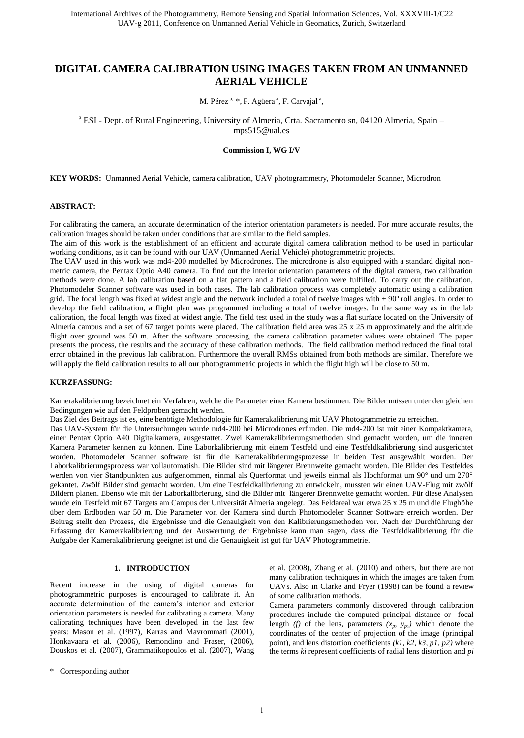# DIGITAL CAMERA CALIBRATION USING IMAGES TAKEN FROM AN UNMANNED AERIAL VEHICLE

M. Pérez [a, *], F. Agüera [a], F. Carvajal [a],

[a] ESI - Dept. of Rural Engineering, University of Almeria, Crta. Sacramento sn, 04120 Almeria, Spain – mps515@ual.es

**Commission I, WG I/V**

**KEY WORDS:** Unmanned Aerial Vehicle, camera calibration, UAV photogrammetry, Photomodeler Scanner, Microdron

**ABSTRACT:**

For calibrating the camera, an accurate determination of the interior orientation parameters is needed. For more accurate results, the calibration images should be taken under conditions that are similar to the field samples.

The aim of this work is the establishment of an efficient and accurate digital camera calibration method to be used in particular working conditions, as it can be found with our UAV (Unmanned Aerial Vehicle) photogrammetric projects.

The UAV used in this work was md4-200 modelled by Microdrones. The microdrone is also equipped with a standard digital non-metric camera, the Pentax Optio A40 camera. To find out the interior orientation parameters of the digital camera, two calibration methods were done. A lab calibration based on a flat pattern and a field calibration were fulfilled. To carry out the calibration, Photomodeler Scanner software was used in both cases. The lab calibration process was completely automatic using a calibration grid. The focal length was fixed at widest angle and the network included a total of twelve images with ± 90º roll angles. In order to develop the field calibration, a flight plan was programmed including a total of twelve images. In the same way as in the lab calibration, the focal length was fixed at widest angle. The field test used in the study was a flat surface located on the University of Almería campus and a set of 67 target points were placed. The calibration field area was 25 x 25 m approximately and the altitude flight over ground was 50 m. After the software processing, the camera calibration parameter values were obtained. The paper presents the process, the results and the accuracy of these calibration methods. The field calibration method reduced the final total error obtained in the previous lab calibration. Furthermore the overall RMSs obtained from both methods are similar. Therefore we will apply the field calibration results to all our photogrammetric projects in which the flight high will be close to 50 m.

**KURZFASSUNG:**

Kamerakalibrierung bezeichnet ein Verfahren, welche die Parameter einer Kamera bestimmen. Die Bilder müssen unter den gleichen Bedingungen wie auf den Feldproben gemacht werden.

Das Ziel des Beitrags ist es, eine benötigte Methodologie für Kamerakalibrierung mit UAV Photogrammetrie zu erreichen.

Das UAV-System für die Untersuchungen wurde md4-200 bei Microdrones erfunden. Die md4-200 ist mit einer Kompaktkamera, einer Pentax Optio A40 Digitalkamera, ausgestattet. Zwei Kamerakalibrierungsmethoden sind gemacht worden, um die inneren Kamera Parameter kennen zu können. Eine Laborkalibrierung mit einem Testfeld und eine Testfeldkalibrierung sind ausgerichtet worden. Photomodeler Scanner software ist für die Kamerakalibrierungsprozesse in beiden Test ausgewählt worden. Der Laborkalibrierungsprozess war vollautomatisch. Die Bilder sind mit längerer Brennweite gemacht worden. Die Bilder des Testfeldes werden von vier Standpunkten aus aufgenommen, einmal als Querformat und jeweils einmal als Hochformat um 90° und um 270° gekantet. Zwölf Bilder sind gemacht worden. Um eine Testfeldkalibrierung zu entwickeln, mussten wir einen UAV-Flug mit zwölf Bildern planen. Ebenso wie mit der Laborkalibrierung, sind die Bilder mit längerer Brennweite gemacht worden. Für diese Analysen wurde ein Testfeld mit 67 Targets am Campus der Universität Almeria angelegt. Das Feldareal war etwa 25 x 25 m und die Flughöhe über dem Erdboden war 50 m. Die Parameter von der Kamera sind durch Photomodeler Scanner Sottware erreich worden. Der Beitrag stellt den Prozess, die Ergebnisse und die Genauigkeit von den Kalibrierungsmethoden vor. Nach der Durchführung der Erfassung der Kamerakalibrierung und der Auswertung der Ergebnisse kann man sagen, dass die Testfeldkalibrierung für die Aufgabe der Kamerakalibrierung geeignet ist und die Genauigkeit ist gut für UAV Photogrammetrie.

## 1. INTRODUCTION

Recent increase in the using of digital cameras for photogrammetric purposes is encouraged to calibrate it. An accurate determination of the camera's interior and exterior orientation parameters is needed for calibrating a camera. Many calibrating techniques have been developed in the last few years: Mason et al. (1997), Karras and Mavrommati (2001), Honkavaara et al. (2006), Remondino and Fraser, (2006), Douskos et al. (2007), Grammatikopoulos et al. (2007), Wang et al. (2008), Zhang et al. (2010) and others, but there are not many calibration techniques in which the images are taken from UAVs. Also in Clarke and Fryer (1998) can be found a review of some calibration methods.

Camera parameters commonly discovered through calibration procedures include the computed principal distance or focal length *(f)* of the lens, parameters $(x_p, y_p)$ which denote the coordinates of the center of projection of the image (principal point), and lens distortion coefficients *(k1, k2, k3, p1, p2)* where the terms ***ki*** represent coefficients of radial lens distortion and ***pi***

\* Corresponding author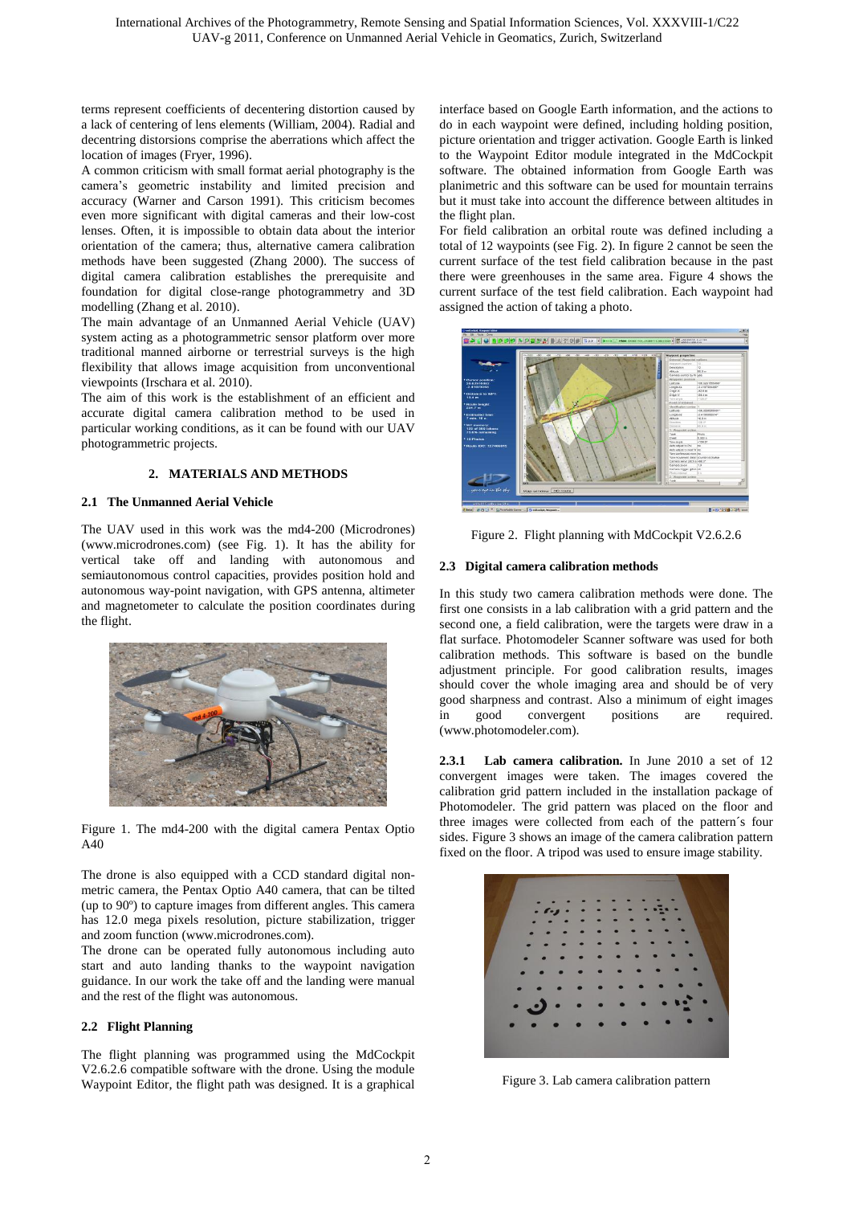terms represent coefficients of decentering distortion caused by a lack of centering of lens elements (William, 2004). Radial and decentring distorsions comprise the aberrations which affect the location of images (Fryer, 1996).

A common criticism with small format aerial photography is the camera's geometric instability and limited precision and accuracy (Warner and Carson 1991). This criticism becomes even more significant with digital cameras and their low-cost lenses. Often, it is impossible to obtain data about the interior orientation of the camera; thus, alternative camera calibration methods have been suggested (Zhang 2000). The success of digital camera calibration establishes the prerequisite and foundation for digital close-range photogrammetry and 3D modelling (Zhang et al. 2010).

The main advantage of an Unmanned Aerial Vehicle (UAV) system acting as a photogrammetric sensor platform over more traditional manned airborne or terrestrial surveys is the high flexibility that allows image acquisition from unconventional viewpoints (Irschara et al. 2010).

The aim of this work is the establishment of an efficient and accurate digital camera calibration method to be used in particular working conditions, as it can be found with our UAV photogrammetric projects.

## 2. MATERIALS AND METHODS

### 2.1 The Unmanned Aerial Vehicle

The UAV used in this work was the md4-200 (Microdrones) (www.microdrones.com) (see Fig. 1). It has the ability for vertical take off and landing with autonomous and semiautonomous control capacities, provides position hold and autonomous way-point navigation, with GPS antenna, altimeter and magnetometer to calculate the position coordinates during the flight.

Figure 1. The md4-200 with the digital camera Pentax Optio A40

The drone is also equipped with a CCD standard digital non-metric camera, the Pentax Optio A40 camera, that can be tilted (up to 90º) to capture images from different angles. This camera has 12.0 mega pixels resolution, picture stabilization, trigger and zoom function (www.microdrones.com).

The drone can be operated fully autonomous including auto start and auto landing thanks to the waypoint navigation guidance. In our work the take off and the landing were manual and the rest of the flight was autonomous.

### 2.2 Flight Planning

The flight planning was programmed using the MdCockpit V2.6.2.6 compatible software with the drone. Using the module Waypoint Editor, the flight path was designed. It is a graphical interface based on Google Earth information, and the actions to do in each waypoint were defined, including holding position, picture orientation and trigger activation. Google Earth is linked to the Waypoint Editor module integrated in the MdCockpit software. The obtained information from Google Earth was planimetric and this software can be used for mountain terrains but it must take into account the difference between altitudes in the flight plan.

For field calibration an orbital route was defined including a total of 12 waypoints (see Fig. 2). In figure 2 cannot be seen the current surface of the test field calibration because in the past there were greenhouses in the same area. Figure 4 shows the current surface of the test field calibration. Each waypoint had assigned the action of taking a photo.

Figure 2. Flight planning with MdCockpit V2.6.2.6

### 2.3 Digital camera calibration methods

In this study two camera calibration methods were done. The first one consists in a lab calibration with a grid pattern and the second one, a field calibration, were the targets were draw in a flat surface. Photomodeler Scanner software was used for both calibration methods. This software is based on the bundle adjustment principle. For good calibration results, images should cover the whole imaging area and should be of very good sharpness and contrast. Also a minimum of eight images in good convergent positions are required. (www.photomodeler.com).

**2.3.1 Lab camera calibration.** In June 2010 a set of 12 convergent images were taken. The images covered the calibration grid pattern included in the installation package of Photomodeler. The grid pattern was placed on the floor and three images were collected from each of the pattern´s four sides. Figure 3 shows an image of the camera calibration pattern fixed on the floor. A tripod was used to ensure image stability.

Figure 3. Lab camera calibration pattern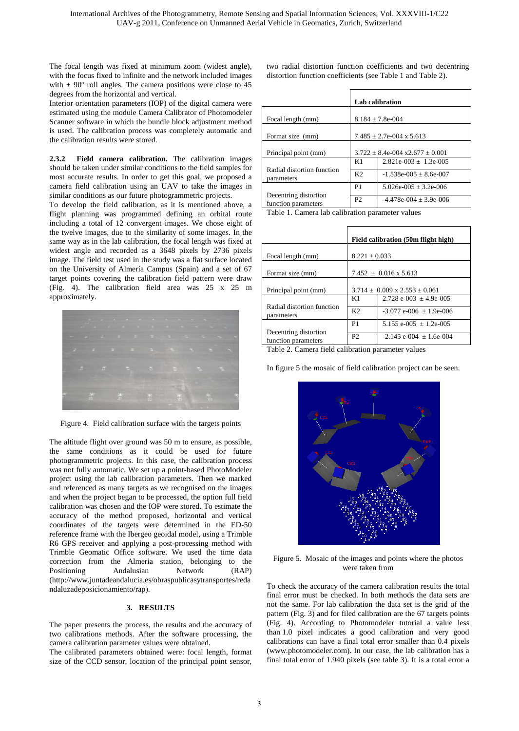The focal length was fixed at minimum zoom (widest angle), with the focus fixed to infinite and the network included images with ± 90º roll angles. The camera positions were close to 45 degrees from the horizontal and vertical.

Interior orientation parameters (IOP) of the digital camera were estimated using the module Camera Calibrator of Photomodeler Scanner software in which the bundle block adjustment method is used. The calibration process was completely automatic and the calibration results were stored.

**2.3.2 Field camera calibration.** The calibration images should be taken under similar conditions to the field samples for most accurate results. In order to get this goal, we proposed a camera field calibration using an UAV to take the images in similar conditions as our future photogrammetric projects.

To develop the field calibration, as it is mentioned above, a flight planning was programmed defining an orbital route including a total of 12 convergent images. We chose eight of the twelve images, due to the similarity of some images. In the same way as in the lab calibration, the focal length was fixed at widest angle and recorded as a 3648 pixels by 2736 pixels image. The field test used in the study was a flat surface located on the University of Almería Campus (Spain) and a set of 67 target points covering the calibration field pattern were draw (Fig. 4). The calibration field area was 25 x 25 m approximately.

Figure 4. Field calibration surface with the targets points

The altitude flight over ground was 50 m to ensure, as possible, the same conditions as it could be used for future photogrammetric projects. In this case, the calibration process was not fully automatic. We set up a point-based PhotoModeler project using the lab calibration parameters. Then we marked and referenced as many targets as we recognised on the images and when the project began to be processed, the option full field calibration was chosen and the IOP were stored. To estimate the accuracy of the method proposed, horizontal and vertical coordinates of the targets were determined in the ED-50 reference frame with the Ibergeo geoidal model, using a Trimble R6 GPS receiver and applying a post-processing method with Trimble Geomatic Office software. We used the time data correction from the Almeria station, belonging to the Positioning Andalusian Network (RAP) (http://www.juntadeandalucia.es/obraspublicasytransportes/redandaluzadeposicionamiento/rap).

## 3. RESULTS

The paper presents the process, the results and the accuracy of two calibrations methods. After the software processing, the camera calibration parameter values were obtained.

The calibrated parameters obtained were: focal length, format size of the CCD sensor, location of the principal point sensor, two radial distortion function coefficients and two decentring distortion function coefficients (see Table 1 and Table 2).

| | Lab calibration | |
|---|---|---|
| Focal length (mm) | 8.184 ± 7.8e-004 | |
| Format size (mm) | 7.485 ± 2.7e-004 x 5.613 | |
| Principal point (mm) | 3.722 ± 8.4e-004 x2.677 ± 0.001 | |
| Radial distortion function parameters | K1 | 2.821e-003 ± 1.3e-005 |
| | K2 | -1.538e-005 ± 8.6e-007 |
| Decentring distortion function parameters | P1 | 5.026e-005 ± 3.2e-006 |
| | P2 | -4.478e-004 ± 3.9e-006 |

Table 1. Camera lab calibration parameter values

| | Field calibration (50m flight high) | |
|---|---|---|
| Focal length (mm) | 8.221 ± 0.033 | |
| Format size (mm) | 7.452 ± 0.016 x 5.613 | |
| Principal point (mm) | 3.714 ± 0.009 x 2.553 ± 0.061 | |
| Radial distortion function parameters | K1 | 2.728 e-003 ± 4.9e-005 |
| | K2 | -3.077 e-006 ± 1.9e-006 |
| Decentring distortion function parameters | P1 | 5.155 e-005 ± 1.2e-005 |
| | P2 | -2.145 e-004 ± 1.6e-004 |

Table 2. Camera field calibration parameter values

In figure 5 the mosaic of field calibration project can be seen.

Figure 5. Mosaic of the images and points where the photos were taken from

To check the accuracy of the camera calibration results the total final error must be checked. In both methods the data sets are not the same. For lab calibration the data set is the grid of the pattern (Fig. 3) and for filed calibration are the 67 targets points (Fig. 4). According to Photomodeler tutorial a value less than 1.0 pixel indicates a good calibration and very good calibrations can have a final total error smaller than 0.4 pixels (www.photomodeler.com). In our case, the lab calibration has a final total error of 1.940 pixels (see table 3). It is a total error a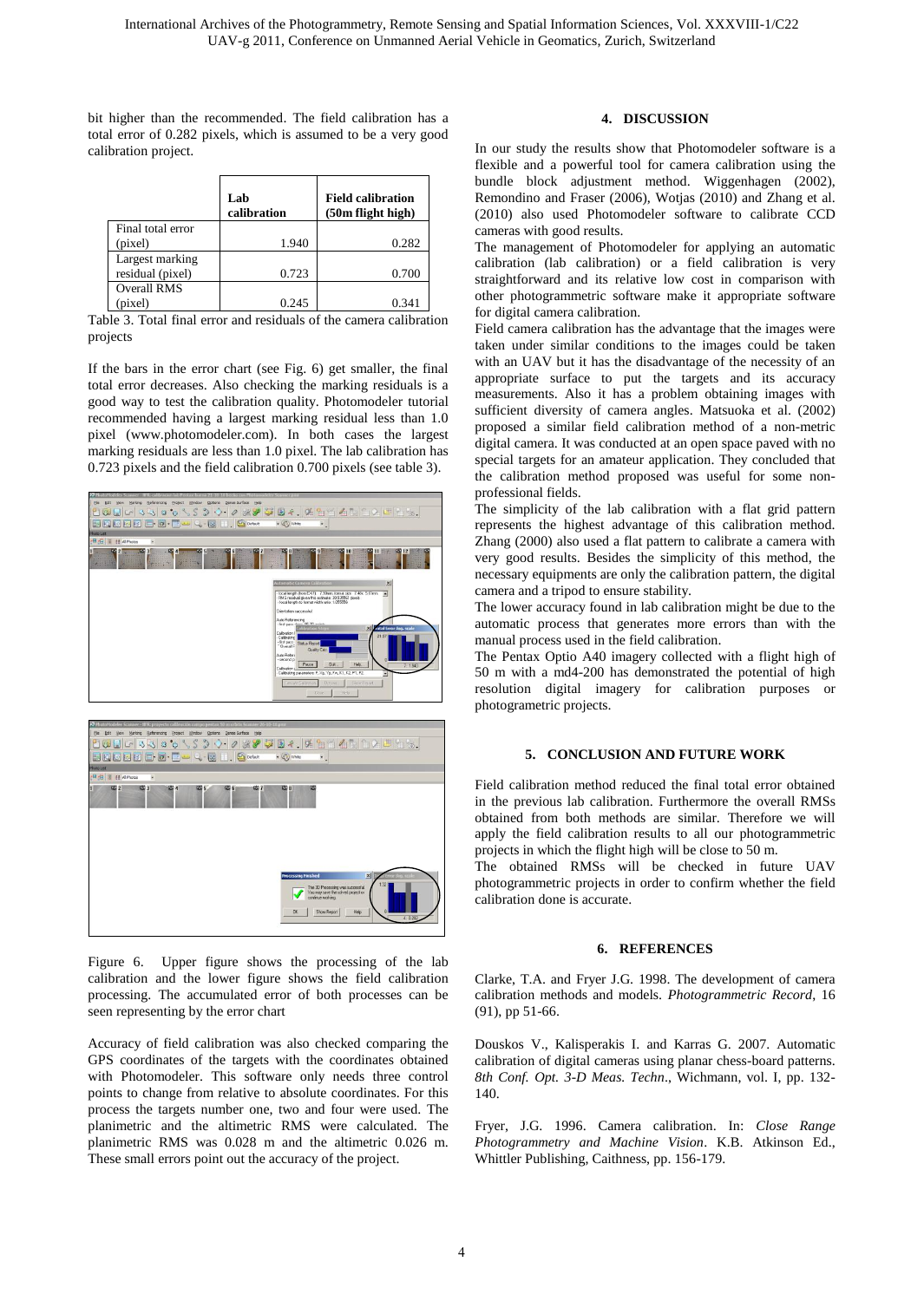bit higher than the recommended. The field calibration has a total error of 0.282 pixels, which is assumed to be a very good calibration project.

| | Lab calibration | Field calibration (50m flight high) |
|---|---|---|
| Final total error (pixel) | 1.940 | 0.282 |
| Largest marking residual (pixel) | 0.723 | 0.700 |
| Overall RMS (pixel) | 0.245 | 0.341 |

Table 3. Total final error and residuals of the camera calibration projects

If the bars in the error chart (see Fig. 6) get smaller, the final total error decreases. Also checking the marking residuals is a good way to test the calibration quality. Photomodeler tutorial recommended having a largest marking residual less than 1.0 pixel (www.photomodeler.com). In both cases the largest marking residuals are less than 1.0 pixel. The lab calibration has 0.723 pixels and the field calibration 0.700 pixels (see table 3).

Figure 6. Upper figure shows the processing of the lab calibration and the lower figure shows the field calibration processing. The accumulated error of both processes can be seen representing by the error chart

Accuracy of field calibration was also checked comparing the GPS coordinates of the targets with the coordinates obtained with Photomodeler. This software only needs three control points to change from relative to absolute coordinates. For this process the targets number one, two and four were used. The planimetric and the altimetric RMS were calculated. The planimetric RMS was 0.028 m and the altimetric 0.026 m. These small errors point out the accuracy of the project.

## 4. DISCUSSION

In our study the results show that Photomodeler software is a flexible and a powerful tool for camera calibration using the bundle block adjustment method. Wiggenhagen (2002), Remondino and Fraser (2006), Wotjas (2010) and Zhang et al. (2010) also used Photomodeler software to calibrate CCD cameras with good results.

The management of Photomodeler for applying an automatic calibration (lab calibration) or a field calibration is very straightforward and its relative low cost in comparison with other photogrammetric software make it appropriate software for digital camera calibration.

Field camera calibration has the advantage that the images were taken under similar conditions to the images could be taken with an UAV but it has the disadvantage of the necessity of an appropriate surface to put the targets and its accuracy measurements. Also it has a problem obtaining images with sufficient diversity of camera angles. Matsuoka et al. (2002) proposed a similar field calibration method of a non-metric digital camera. It was conducted at an open space paved with no special targets for an amateur application. They concluded that the calibration method proposed was useful for some non-professional fields.

The simplicity of the lab calibration with a flat grid pattern represents the highest advantage of this calibration method. Zhang (2000) also used a flat pattern to calibrate a camera with very good results. Besides the simplicity of this method, the necessary equipments are only the calibration pattern, the digital camera and a tripod to ensure stability.

The lower accuracy found in lab calibration might be due to the automatic process that generates more errors than with the manual process used in the field calibration.

The Pentax Optio A40 imagery collected with a flight high of 50 m with a md4-200 has demonstrated the potential of high resolution digital imagery for calibration purposes or photogrametric projects.

## 5. CONCLUSION AND FUTURE WORK

Field calibration method reduced the final total error obtained in the previous lab calibration. Furthermore the overall RMSs obtained from both methods are similar. Therefore we will apply the field calibration results to all our photogrammetric projects in which the flight high will be close to 50 m.

The obtained RMSs will be checked in future UAV photogrammetric projects in order to confirm whether the field calibration done is accurate.

## 6. REFERENCES

Clarke, T.A. and Fryer J.G. 1998. The development of camera calibration methods and models. *Photogrammetric Record*, 16 (91), pp 51-66.

Douskos V., Kalisperakis I. and Karras G. 2007. Automatic calibration of digital cameras using planar chess-board patterns. *8th Conf. Opt. 3-D Meas. Techn*., Wichmann, vol. I, pp. 132-140.

Fryer, J.G. 1996. Camera calibration. In: *Close Range Photogrammetry and Machine Vision*. K.B. Atkinson Ed., Whittler Publishing, Caithness, pp. 156-179.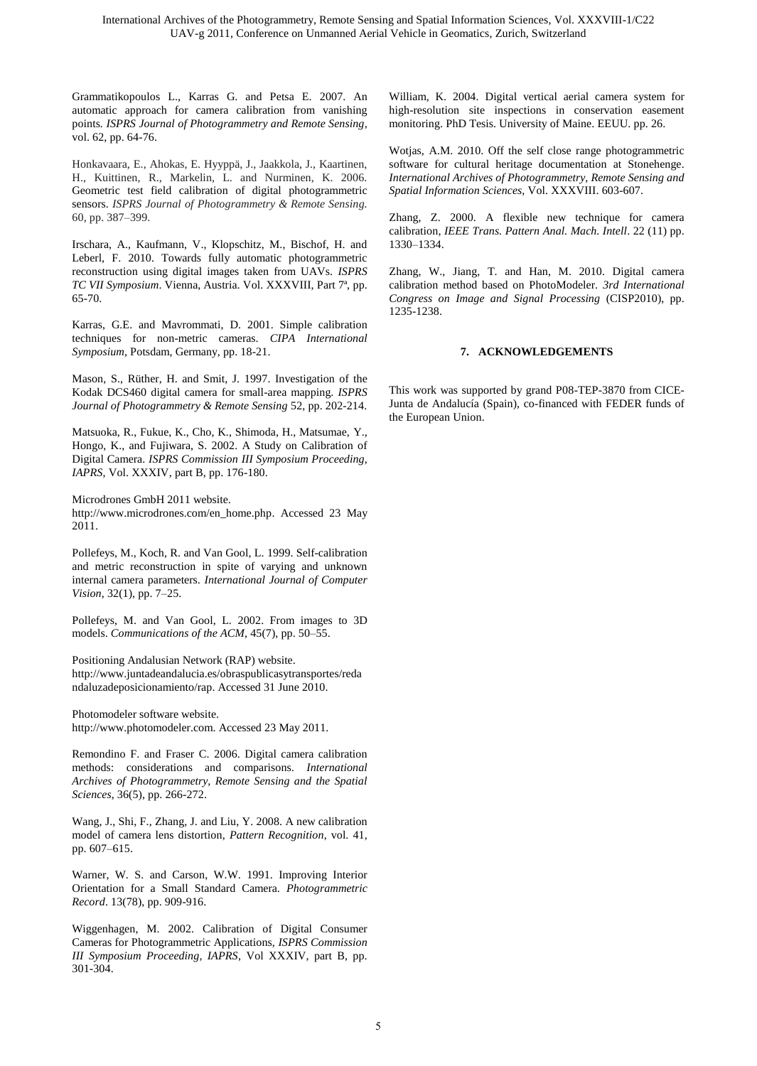Grammatikopoulos L., Karras G. and Petsa E. 2007. An automatic approach for camera calibration from vanishing points. *ISPRS Journal of Photogrammetry and Remote Sensing*, vol. 62, pp. 64-76.

Honkavaara, E., Ahokas, E. Hyyppä, J., Jaakkola, J., Kaartinen, H., Kuittinen, R., Markelin, L. and Nurminen, K. 2006. Geometric test field calibration of digital photogrammetric sensors. *ISPRS Journal of Photogrammetry & Remote Sensing.* 60, pp. 387–399.

Irschara, A., Kaufmann, V., Klopschitz, M., Bischof, H. and Leberl, F. 2010. Towards fully automatic photogrammetric reconstruction using digital images taken from UAVs. *ISPRS TC VII Symposium*. Vienna, Austria. Vol. XXXVIII, Part 7ª, pp. 65-70.

Karras, G.E. and Mavrommati, D. 2001. Simple calibration techniques for non-metric cameras. *CIPA International Symposium*, Potsdam, Germany, pp. 18-21.

Mason, S., Rüther, H. and Smit, J. 1997. Investigation of the Kodak DCS460 digital camera for small-area mapping. *ISPRS Journal of Photogrammetry & Remote Sensing* 52, pp. 202-214.

Matsuoka, R., Fukue, K., Cho, K., Shimoda, H., Matsumae, Y., Hongo, K., and Fujiwara, S. 2002. A Study on Calibration of Digital Camera. *ISPRS Commission III Symposium Proceeding, IAPRS*, Vol. XXXIV, part B, pp. 176-180.

Microdrones GmbH 2011 website.
http://www.microdrones.com/en_home.php. Accessed 23 May 2011.

Pollefeys, M., Koch, R. and Van Gool, L. 1999. Self-calibration and metric reconstruction in spite of varying and unknown internal camera parameters. *International Journal of Computer Vision*, 32(1), pp. 7–25.

Pollefeys, M. and Van Gool, L. 2002. From images to 3D models. *Communications of the ACM*, 45(7), pp. 50–55.

Positioning Andalusian Network (RAP) website.
http://www.juntadeandalucia.es/obraspublicasytransportes/redandaluzadeposicionamiento/rap. Accessed 31 June 2010.

Photomodeler software website.
http://www.photomodeler.com. Accessed 23 May 2011.

Remondino F. and Fraser C. 2006. Digital camera calibration methods: considerations and comparisons. *International Archives of Photogrammetry, Remote Sensing and the Spatial Sciences*, 36(5), pp. 266-272.

Wang, J., Shi, F., Zhang, J. and Liu, Y. 2008. A new calibration model of camera lens distortion, *Pattern Recognition*, vol. 41, pp. 607–615.

Warner, W. S. and Carson, W.W. 1991. Improving Interior Orientation for a Small Standard Camera. *Photogrammetric Record*. 13(78), pp. 909-916.

Wiggenhagen, M. 2002. Calibration of Digital Consumer Cameras for Photogrammetric Applications, *ISPRS Commission III Symposium Proceeding, IAPRS*, Vol XXXIV, part B, pp. 301-304.

William, K. 2004. Digital vertical aerial camera system for high-resolution site inspections in conservation easement monitoring. PhD Tesis. University of Maine. EEUU. pp. 26.

Wotjas, A.M. 2010. Off the self close range photogrammetric software for cultural heritage documentation at Stonehenge. *International Archives of Photogrammetry, Remote Sensing and Spatial Information Sciences*, Vol. XXXVIII. 603-607.

Zhang, Z. 2000. A flexible new technique for camera calibration, *IEEE Trans. Pattern Anal. Mach. Intell*. 22 (11) pp. 1330–1334.

Zhang, W., Jiang, T. and Han, M. 2010. Digital camera calibration method based on PhotoModeler. *3rd International Congress on Image and Signal Processing* (CISP2010), pp. 1235-1238.

## 7. ACKNOWLEDGEMENTS

This work was supported by grand P08-TEP-3870 from CICE-Junta de Andalucía (Spain), co-financed with FEDER funds of the European Union.